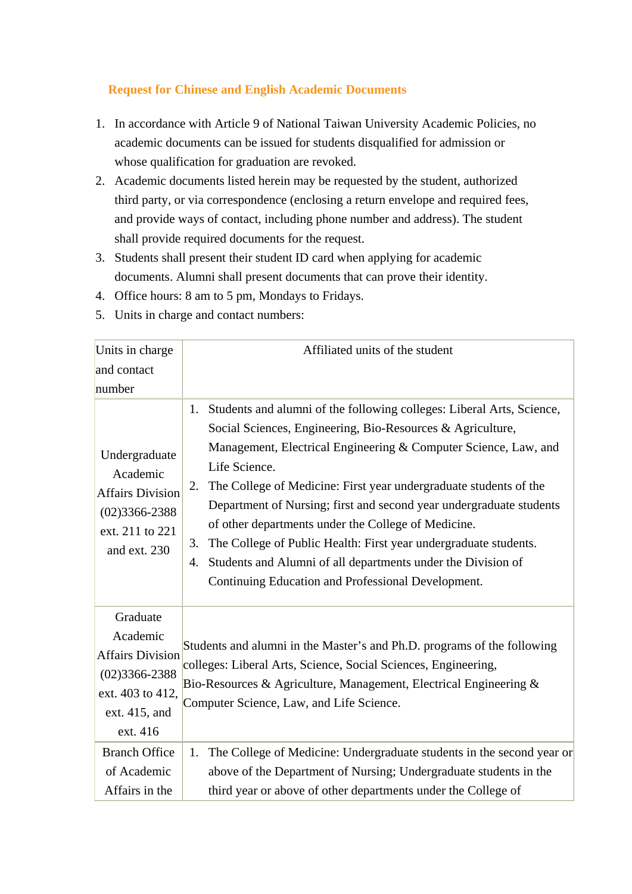## Request for Chinese and English Academic Documents

1. In accordance with Article 9 of National Taiwan University Academic Policies, no academic documents can be issued for students disqualified for admission or whose qualification for graduation are revoked.
2. Academic documents listed herein may be requested by the student, authorized third party, or via correspondence (enclosing a return envelope and required fees, and provide ways of contact, including phone number and address). The student shall provide required documents for the request.
3. Students shall present their student ID card when applying for academic documents. Alumni shall present documents that can prove their identity.
4. Office hours: 8 am to 5 pm, Mondays to Fridays.
5. Units in charge and contact numbers:

| Units in charge and contact number | Affiliated units of the student |
|---|---|
| Undergraduate Academic Affairs Division (02)3366-2388 ext. 211 to 221 and ext. 230 | 1. Students and alumni of the following colleges: Liberal Arts, Science, Social Sciences, Engineering, Bio-Resources & Agriculture, Management, Electrical Engineering & Computer Science, Law, and Life Science.<br>2. The College of Medicine: First year undergraduate students of the Department of Nursing; first and second year undergraduate students of other departments under the College of Medicine.<br>3. The College of Public Health: First year undergraduate students.<br>4. Students and Alumni of all departments under the Division of Continuing Education and Professional Development. |
| Graduate Academic Affairs Division (02)3366-2388 ext. 403 to 412, ext. 415, and ext. 416 | Students and alumni in the Master's and Ph.D. programs of the following colleges: Liberal Arts, Science, Social Sciences, Engineering, Bio-Resources & Agriculture, Management, Electrical Engineering & Computer Science, Law, and Life Science. |
| Branch Office of Academic Affairs in the | 1. The College of Medicine: Undergraduate students in the second year or above of the Department of Nursing; Undergraduate students in the third year or above of other departments under the College of |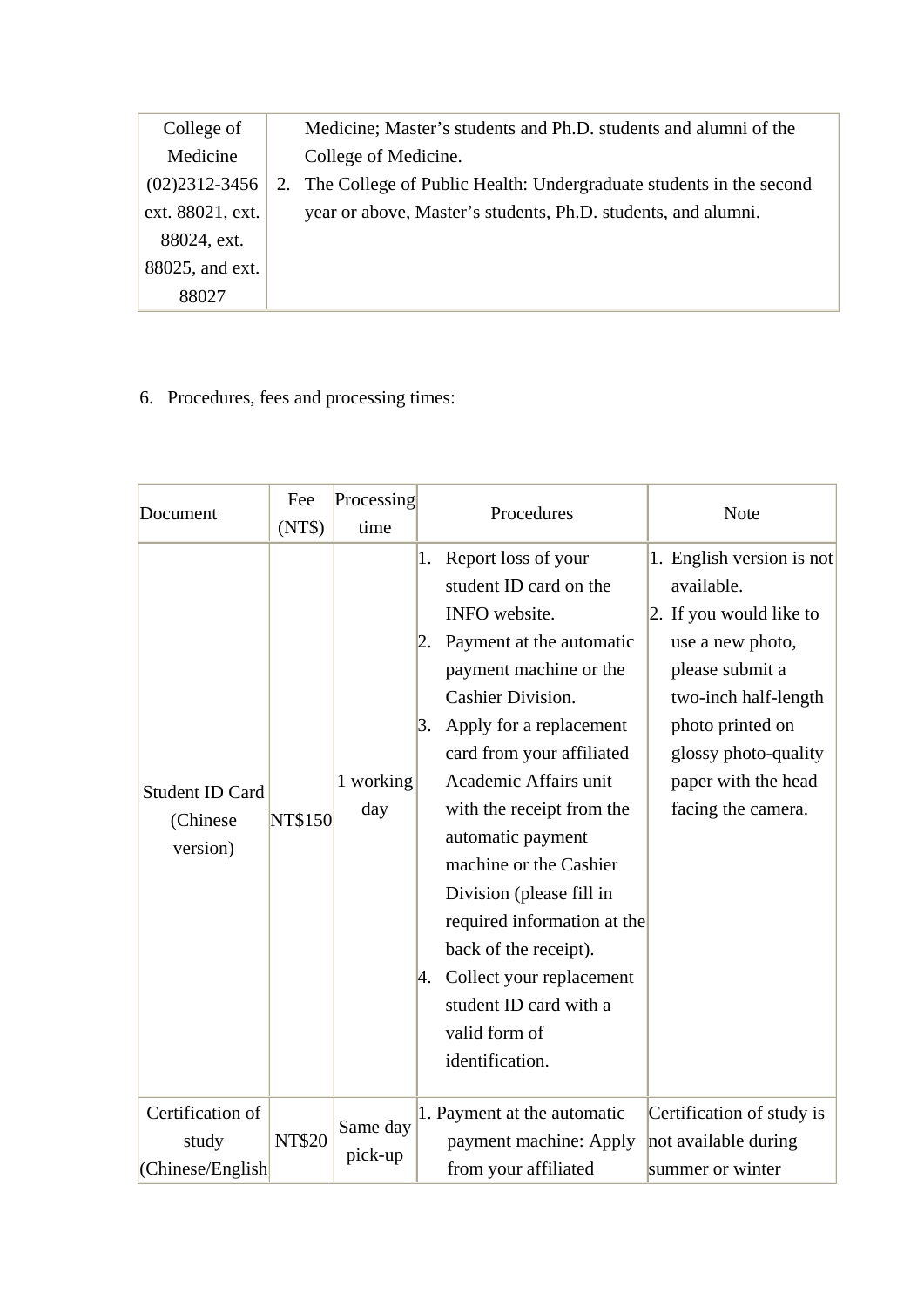| College of Medicine (02)2312-3456 ext. 88021, ext. 88024, ext. 88025, and ext. 88027 | Medicine; Master's students and Ph.D. students and alumni of the College of Medicine.<br>2. The College of Public Health: Undergraduate students in the second year or above, Master's students, Ph.D. students, and alumni. |
|---|---|

6. Procedures, fees and processing times:

| Document | Fee (NT$) | Processing time | Procedures | Note |
|---|---|---|---|---|
| Student ID Card (Chinese version) | NT$150 | 1 working day | 1. Report loss of your student ID card on the INFO website.<br>2. Payment at the automatic payment machine or the Cashier Division.<br>3. Apply for a replacement card from your affiliated Academic Affairs unit with the receipt from the automatic payment machine or the Cashier Division (please fill in required information at the back of the receipt).<br>4. Collect your replacement student ID card with a valid form of identification. | 1. English version is not available.<br>2. If you would like to use a new photo, please submit a two-inch half-length photo printed on glossy photo-quality paper with the head facing the camera. |
| Certification of study (Chinese/English | NT$20 | Same day pick-up | 1. Payment at the automatic payment machine: Apply from your affiliated | Certification of study is not available during summer or winter |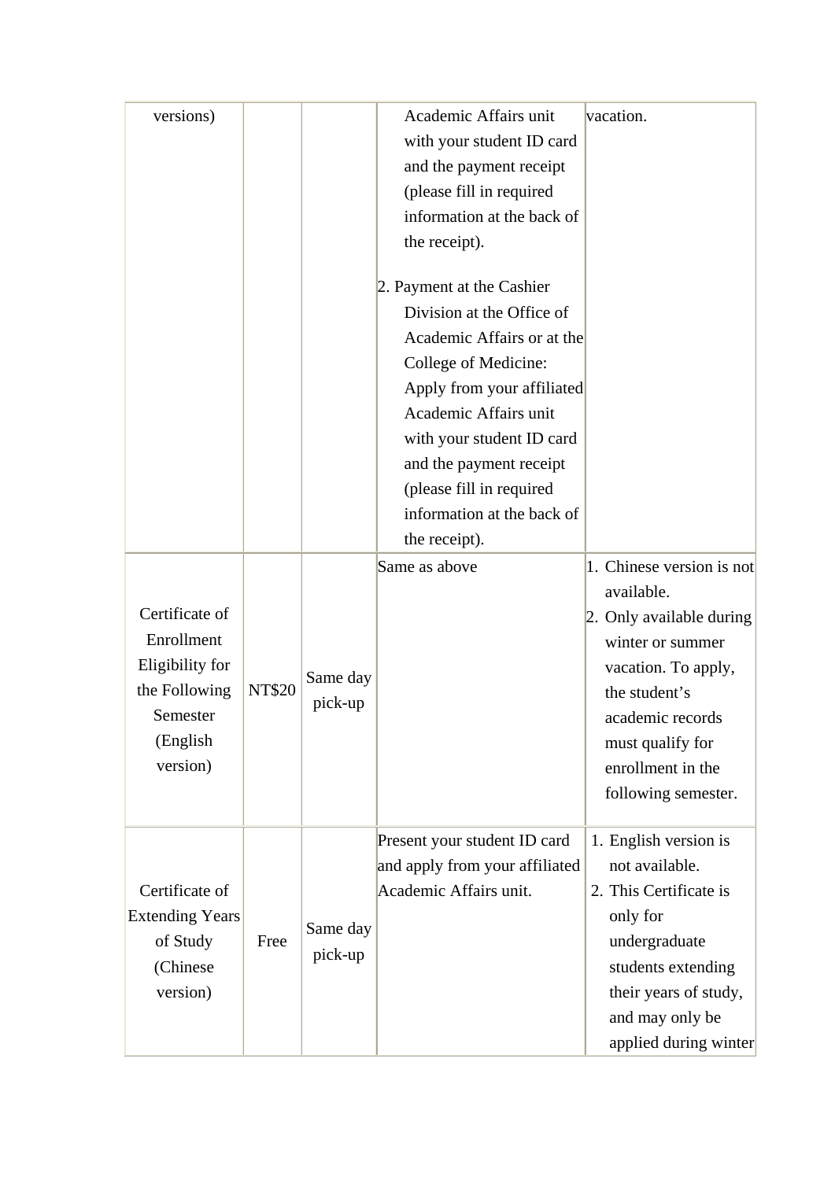| | | | | |
|---|---|---|---|---|
| versions) | | | Academic Affairs unit with your student ID card and the payment receipt (please fill in required information at the back of the receipt).<br><br>2. Payment at the Cashier Division at the Office of Academic Affairs or at the College of Medicine: Apply from your affiliated Academic Affairs unit with your student ID card and the payment receipt (please fill in required information at the back of the receipt). | vacation. |
| Certificate of Enrollment Eligibility for the Following Semester (English version) | NT$20 | Same day pick-up | Same as above | 1. Chinese version is not available.<br>2. Only available during winter or summer vacation. To apply, the student's academic records must qualify for enrollment in the following semester. |
| Certificate of Extending Years of Study (Chinese version) | Free | Same day pick-up | Present your student ID card and apply from your affiliated Academic Affairs unit. | 1. English version is not available.<br>2. This Certificate is only for undergraduate students extending their years of study, and may only be applied during winter |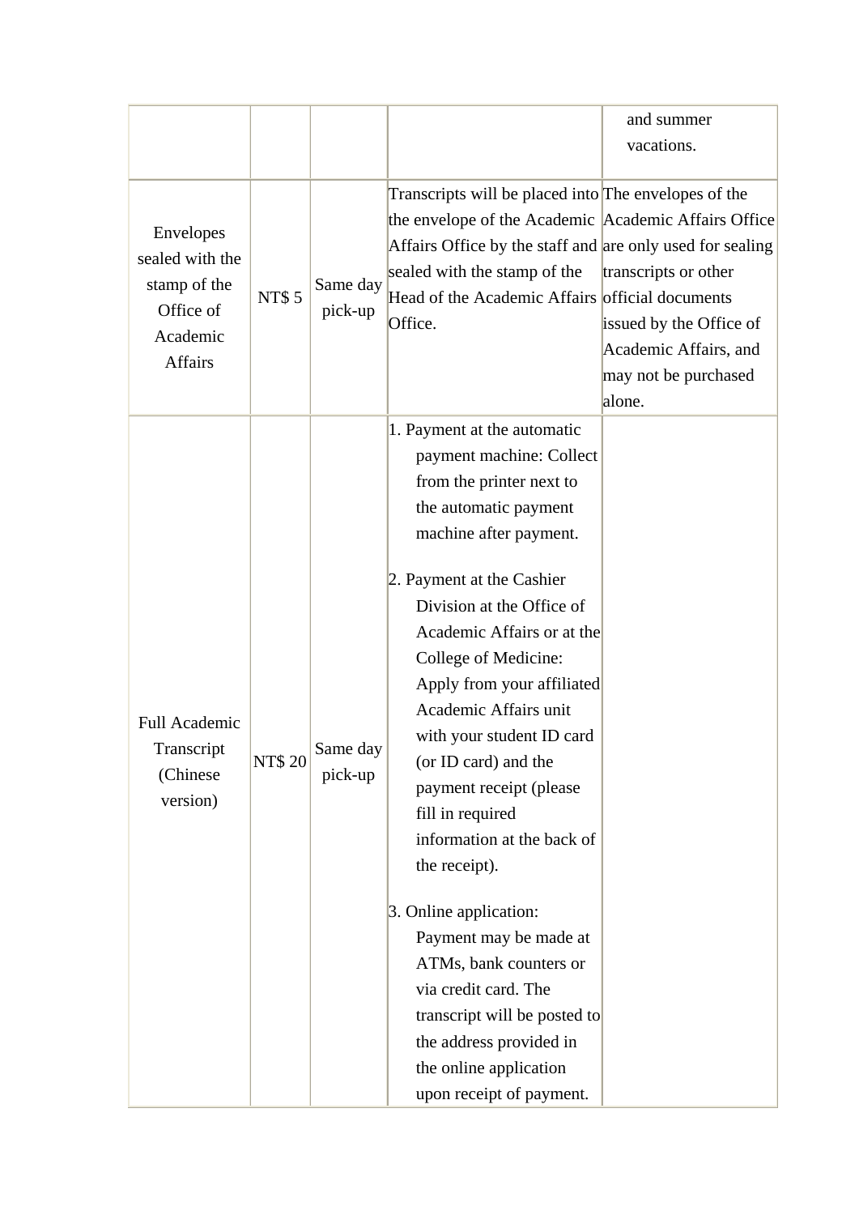|  |  |  |  | and summer vacations. |
|---|---|---|---|---|
| Envelopes sealed with the stamp of the Office of Academic Affairs | NT$ 5 | Same day pick-up | Transcripts will be placed into the envelope of the Academic Affairs Office by the staff and sealed with the stamp of the Head of the Academic Affairs Office. | The envelopes of the Academic Affairs Office are only used for sealing transcripts or other official documents issued by the Office of Academic Affairs, and may not be purchased alone. |
| Full Academic Transcript (Chinese version) | NT$ 20 | Same day pick-up | 1. Payment at the automatic payment machine: Collect from the printer next to the automatic payment machine after payment.<br><br>2. Payment at the Cashier Division at the Office of Academic Affairs or at the College of Medicine: Apply from your affiliated Academic Affairs unit with your student ID card (or ID card) and the payment receipt (please fill in required information at the back of the receipt).<br><br>3. Online application: Payment may be made at ATMs, bank counters or via credit card. The transcript will be posted to the address provided in the online application upon receipt of payment. |  |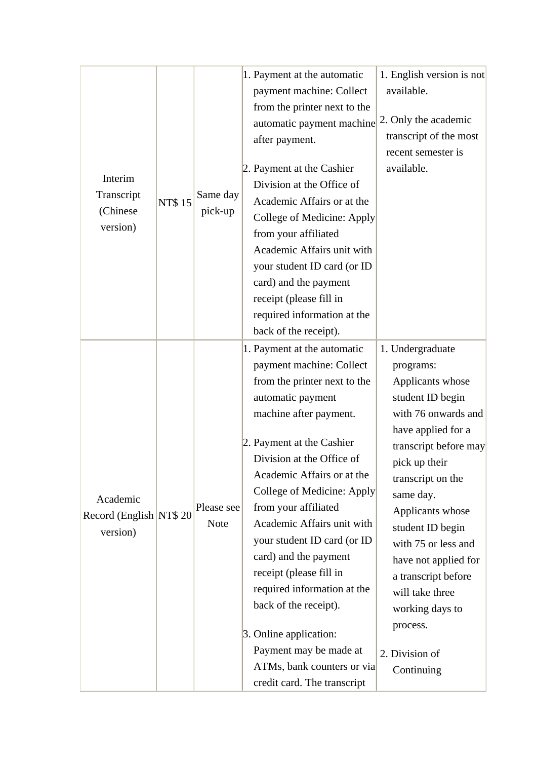| | | | | |
|---|---|---|---|---|
| Interim Transcript (Chinese version) | NT$ 15 | Same day pick-up | 1. Payment at the automatic payment machine: Collect from the printer next to the automatic payment machine after payment.<br><br>2. Payment at the Cashier Division at the Office of Academic Affairs or at the College of Medicine: Apply from your affiliated Academic Affairs unit with your student ID card (or ID card) and the payment receipt (please fill in required information at the back of the receipt). | 1. English version is not available.<br><br>2. Only the academic transcript of the most recent semester is available. |
| Academic Record (English version) | NT$ 20 | Please see Note | 1. Payment at the automatic payment machine: Collect from the printer next to the automatic payment machine after payment.<br><br>2. Payment at the Cashier Division at the Office of Academic Affairs or at the College of Medicine: Apply from your affiliated Academic Affairs unit with your student ID card (or ID card) and the payment receipt (please fill in required information at the back of the receipt).<br><br>3. Online application: Payment may be made at ATMs, bank counters or via credit card. The transcript | 1. Undergraduate programs: Applicants whose student ID begin with 76 onwards and have applied for a transcript before may pick up their transcript on the same day. Applicants whose student ID begin with 75 or less and have not applied for a transcript before will take three working days to process.<br><br>2. Division of Continuing |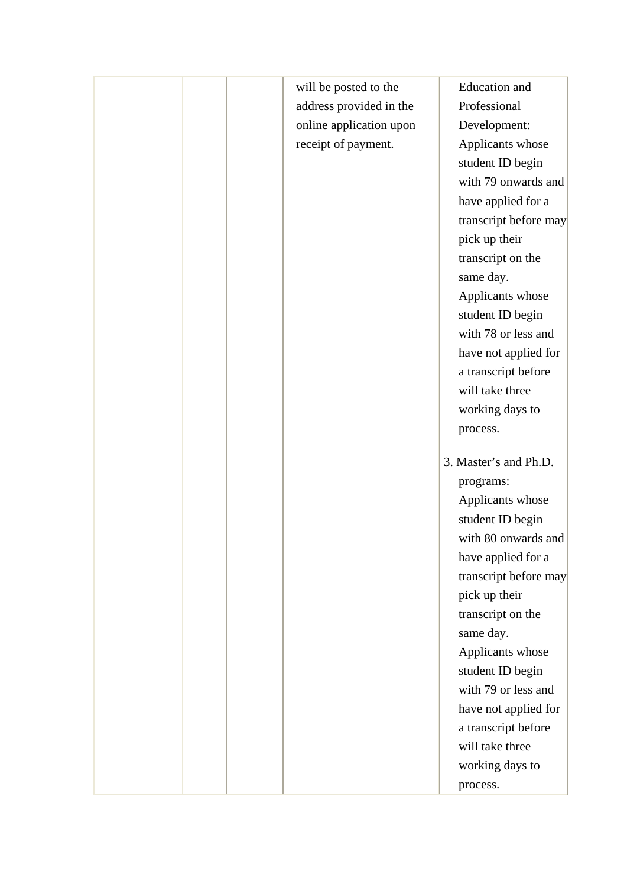| | | | | |
|---|---|---|---|---|
| | | | will be posted to the address provided in the online application upon receipt of payment. | Education and Professional Development: Applicants whose student ID begin with 79 onwards and have applied for a transcript before may pick up their transcript on the same day. Applicants whose student ID begin with 78 or less and have not applied for a transcript before will take three working days to process.<br><br>3. Master's and Ph.D. programs: Applicants whose student ID begin with 80 onwards and have applied for a transcript before may pick up their transcript on the same day. Applicants whose student ID begin with 79 or less and have not applied for a transcript before will take three working days to process. |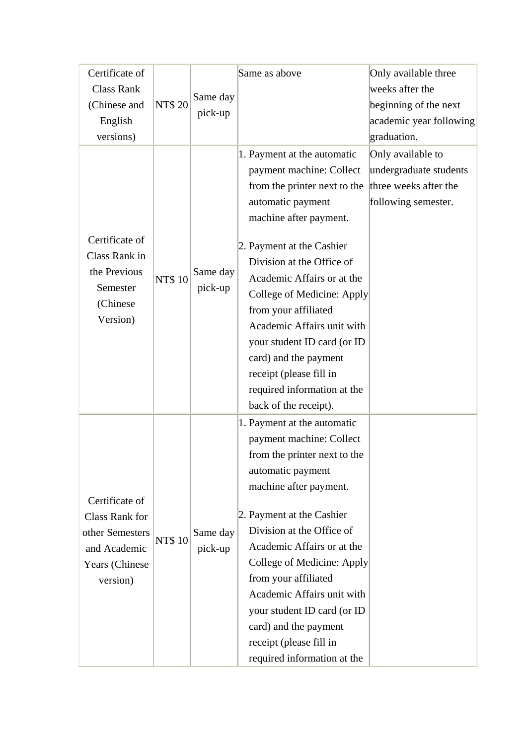| Certificate of Class Rank (Chinese and English versions) | NT$ 20 | Same day pick-up | Same as above | Only available three weeks after the beginning of the next academic year following graduation. |
|---|---|---|---|---|
| Certificate of Class Rank in the Previous Semester (Chinese Version) | NT$ 10 | Same day pick-up | 1. Payment at the automatic payment machine: Collect from the printer next to the automatic payment machine after payment.<br><br>2. Payment at the Cashier Division at the Office of Academic Affairs or at the College of Medicine: Apply from your affiliated Academic Affairs unit with your student ID card (or ID card) and the payment receipt (please fill in required information at the back of the receipt). | Only available to undergraduate students three weeks after the following semester. |
| Certificate of Class Rank for other Semesters and Academic Years (Chinese version) | NT$ 10 | Same day pick-up | 1. Payment at the automatic payment machine: Collect from the printer next to the automatic payment machine after payment.<br><br>2. Payment at the Cashier Division at the Office of Academic Affairs or at the College of Medicine: Apply from your affiliated Academic Affairs unit with your student ID card (or ID card) and the payment receipt (please fill in required information at the | |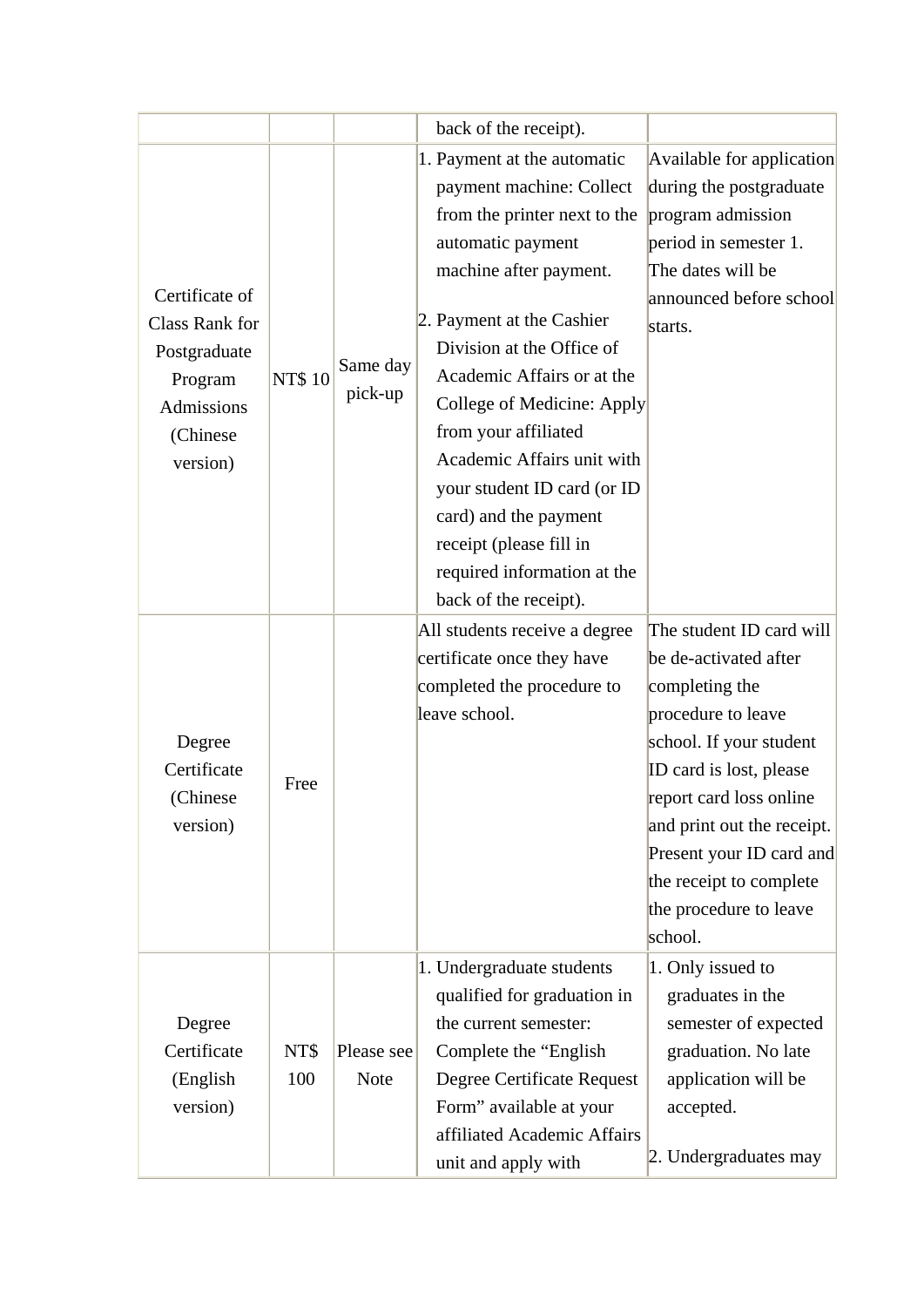| | | | back of the receipt). | |
|---|---|---|---|---|
| Certificate of Class Rank for Postgraduate Program Admissions (Chinese version) | NT$ 10 | Same day pick-up | 1. Payment at the automatic payment machine: Collect from the printer next to the automatic payment machine after payment.<br><br>2. Payment at the Cashier Division at the Office of Academic Affairs or at the College of Medicine: Apply from your affiliated Academic Affairs unit with your student ID card (or ID card) and the payment receipt (please fill in required information at the back of the receipt). | Available for application during the postgraduate program admission period in semester 1. The dates will be announced before school starts. |
| Degree Certificate (Chinese version) | Free | | All students receive a degree certificate once they have completed the procedure to leave school. | The student ID card will be de-activated after completing the procedure to leave school. If your student ID card is lost, please report card loss online and print out the receipt. Present your ID card and the receipt to complete the procedure to leave school. |
| Degree Certificate (English version) | NT$ 100 | Please see Note | 1. Undergraduate students qualified for graduation in the current semester: Complete the "English Degree Certificate Request Form" available at your affiliated Academic Affairs unit and apply with | 1. Only issued to graduates in the semester of expected graduation. No late application will be accepted.<br><br>2. Undergraduates may |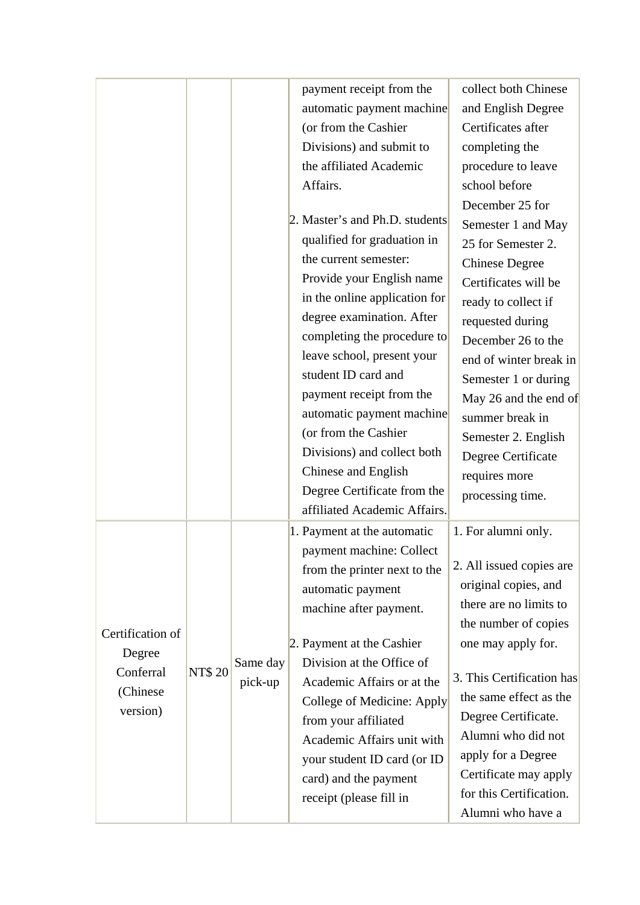| | | | | |
|---|---|---|---|---|
| | | | payment receipt from the automatic payment machine (or from the Cashier Divisions) and submit to the affiliated Academic Affairs.<br><br>2. Master's and Ph.D. students qualified for graduation in the current semester: Provide your English name in the online application for degree examination. After completing the procedure to leave school, present your student ID card and payment receipt from the automatic payment machine (or from the Cashier Divisions) and collect both Chinese and English Degree Certificate from the affiliated Academic Affairs. | collect both Chinese and English Degree Certificates after completing the procedure to leave school before December 25 for Semester 1 and May 25 for Semester 2. Chinese Degree Certificates will be ready to collect if requested during December 26 to the end of winter break in Semester 1 or during May 26 and the end of summer break in Semester 2. English Degree Certificate requires more processing time. |
| Certification of Degree Conferral (Chinese version) | NT$ 20 | Same day pick-up | 1. Payment at the automatic payment machine: Collect from the printer next to the automatic payment machine after payment.<br><br>2. Payment at the Cashier Division at the Office of Academic Affairs or at the College of Medicine: Apply from your affiliated Academic Affairs unit with your student ID card (or ID card) and the payment receipt (please fill in | 1. For alumni only.<br><br>2. All issued copies are original copies, and there are no limits to the number of copies one may apply for.<br><br>3. This Certification has the same effect as the Degree Certificate. Alumni who did not apply for a Degree Certificate may apply for this Certification. Alumni who have a |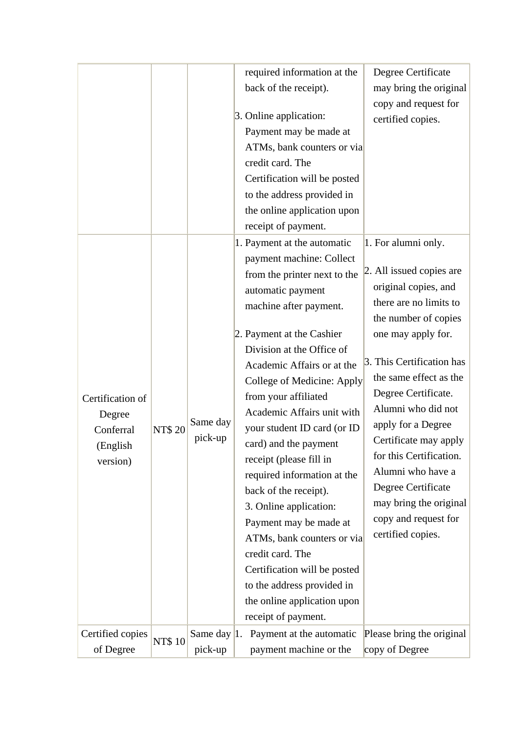| | | | required information at the back of the receipt).<br><br>3. Online application: Payment may be made at ATMs, bank counters or via credit card. The Certification will be posted to the address provided in the online application upon receipt of payment. | Degree Certificate may bring the original copy and request for certified copies. |
|---|---|---|---|---|
| Certification of Degree Conferral (English version) | NT$ 20 | Same day pick-up | 1. Payment at the automatic payment machine: Collect from the printer next to the automatic payment machine after payment.<br><br>2. Payment at the Cashier Division at the Office of Academic Affairs or at the College of Medicine: Apply from your affiliated Academic Affairs unit with your student ID card (or ID card) and the payment receipt (please fill in required information at the back of the receipt).<br>3. Online application: Payment may be made at ATMs, bank counters or via credit card. The Certification will be posted to the address provided in the online application upon receipt of payment. | 1. For alumni only.<br><br>2. All issued copies are original copies, and there are no limits to the number of copies one may apply for.<br><br>3. This Certification has the same effect as the Degree Certificate. Alumni who did not apply for a Degree Certificate may apply for this Certification. Alumni who have a Degree Certificate may bring the original copy and request for certified copies. |
| Certified copies of Degree | NT$ 10 | Same day pick-up | 1. Payment at the automatic payment machine or the | Please bring the original copy of Degree |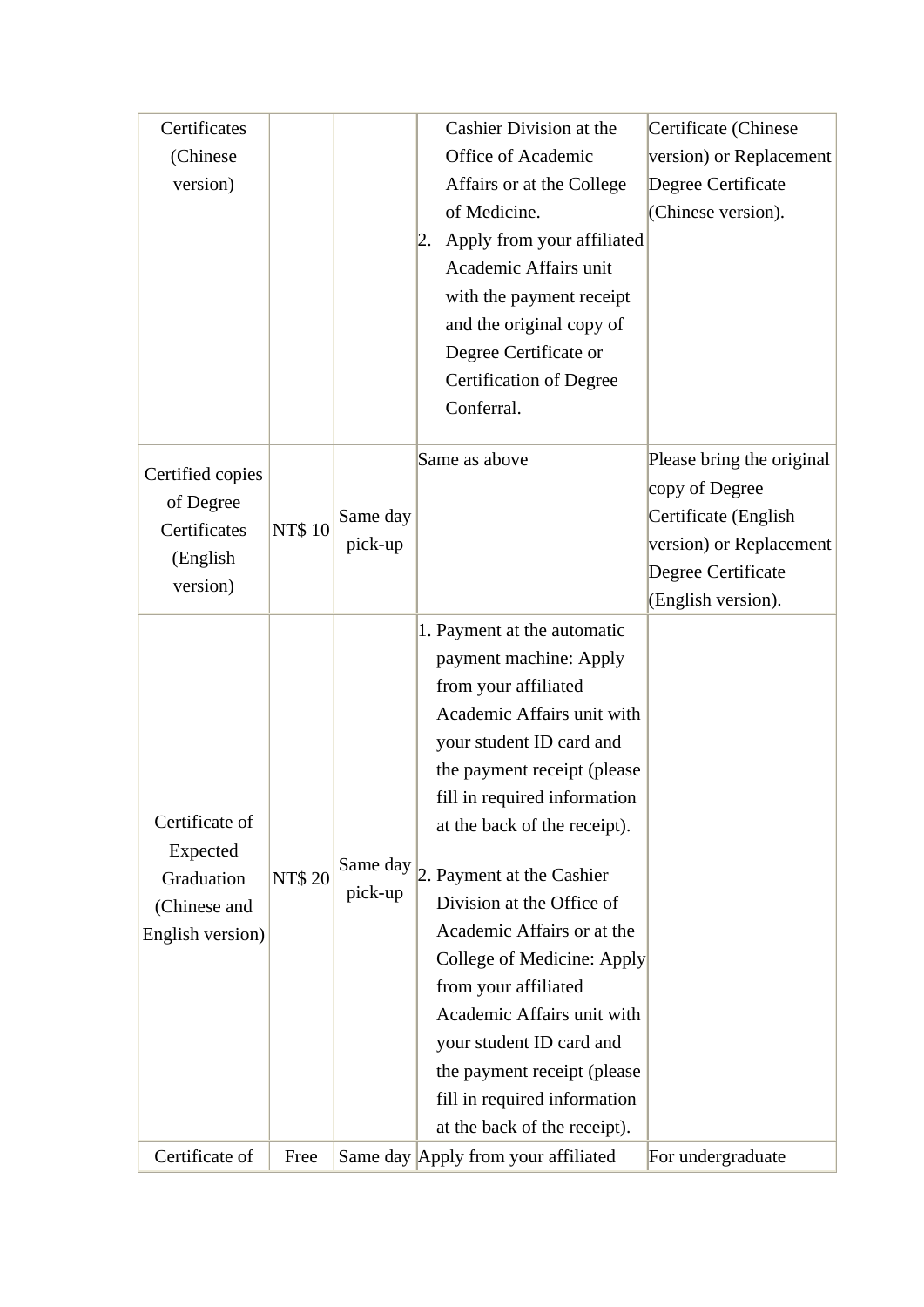| | | | | |
|---|---|---|---|---|
| Certificates (Chinese version) | | | Cashier Division at the Office of Academic Affairs or at the College of Medicine.<br>2. Apply from your affiliated Academic Affairs unit with the payment receipt and the original copy of Degree Certificate or Certification of Degree Conferral. | Certificate (Chinese version) or Replacement Degree Certificate (Chinese version). |
| Certified copies of Degree Certificates (English version) | NT$ 10 | Same day pick-up | Same as above | Please bring the original copy of Degree Certificate (English version) or Replacement Degree Certificate (English version). |
| Certificate of Expected Graduation (Chinese and English version) | NT$ 20 | Same day pick-up | 1. Payment at the automatic payment machine: Apply from your affiliated Academic Affairs unit with your student ID card and the payment receipt (please fill in required information at the back of the receipt).<br>2. Payment at the Cashier Division at the Office of Academic Affairs or at the College of Medicine: Apply from your affiliated Academic Affairs unit with your student ID card and the payment receipt (please fill in required information at the back of the receipt). | |
| Certificate of | Free | Same day | Apply from your affiliated | For undergraduate |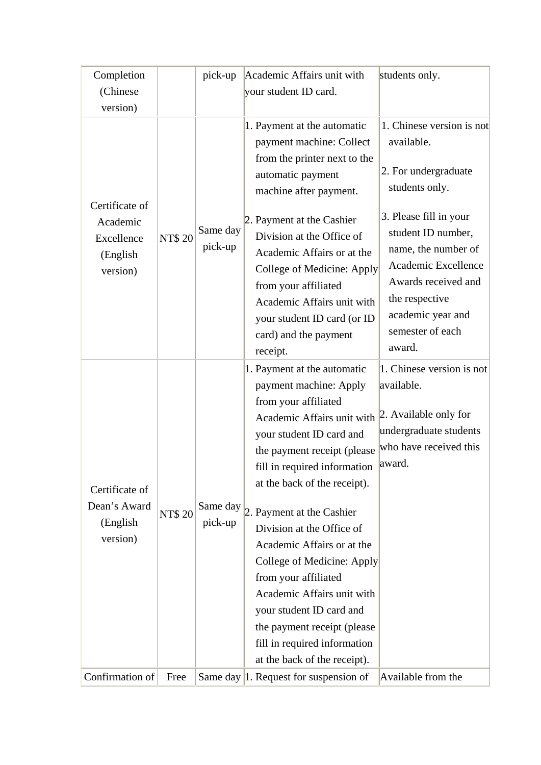| | | | | |
|---|---|---|---|---|
| Completion (Chinese version) | | pick-up | Academic Affairs unit with your student ID card. | students only. |
| Certificate of Academic Excellence (English version) | NT$ 20 | Same day pick-up | 1. Payment at the automatic payment machine: Collect from the printer next to the automatic payment machine after payment.<br><br>2. Payment at the Cashier Division at the Office of Academic Affairs or at the College of Medicine: Apply from your affiliated Academic Affairs unit with your student ID card (or ID card) and the payment receipt. | 1. Chinese version is not available.<br><br>2. For undergraduate students only.<br><br>3. Please fill in your student ID number, name, the number of Academic Excellence Awards received and the respective academic year and semester of each award. |
| Certificate of Dean's Award (English version) | NT$ 20 | Same day pick-up | 1. Payment at the automatic payment machine: Apply from your affiliated Academic Affairs unit with your student ID card and the payment receipt (please fill in required information at the back of the receipt).<br><br>2. Payment at the Cashier Division at the Office of Academic Affairs or at the College of Medicine: Apply from your affiliated Academic Affairs unit with your student ID card and the payment receipt (please fill in required information at the back of the receipt). | 1. Chinese version is not available.<br><br>2. Available only for undergraduate students who have received this award. |
| Confirmation of | Free | Same day | 1. Request for suspension of | Available from the |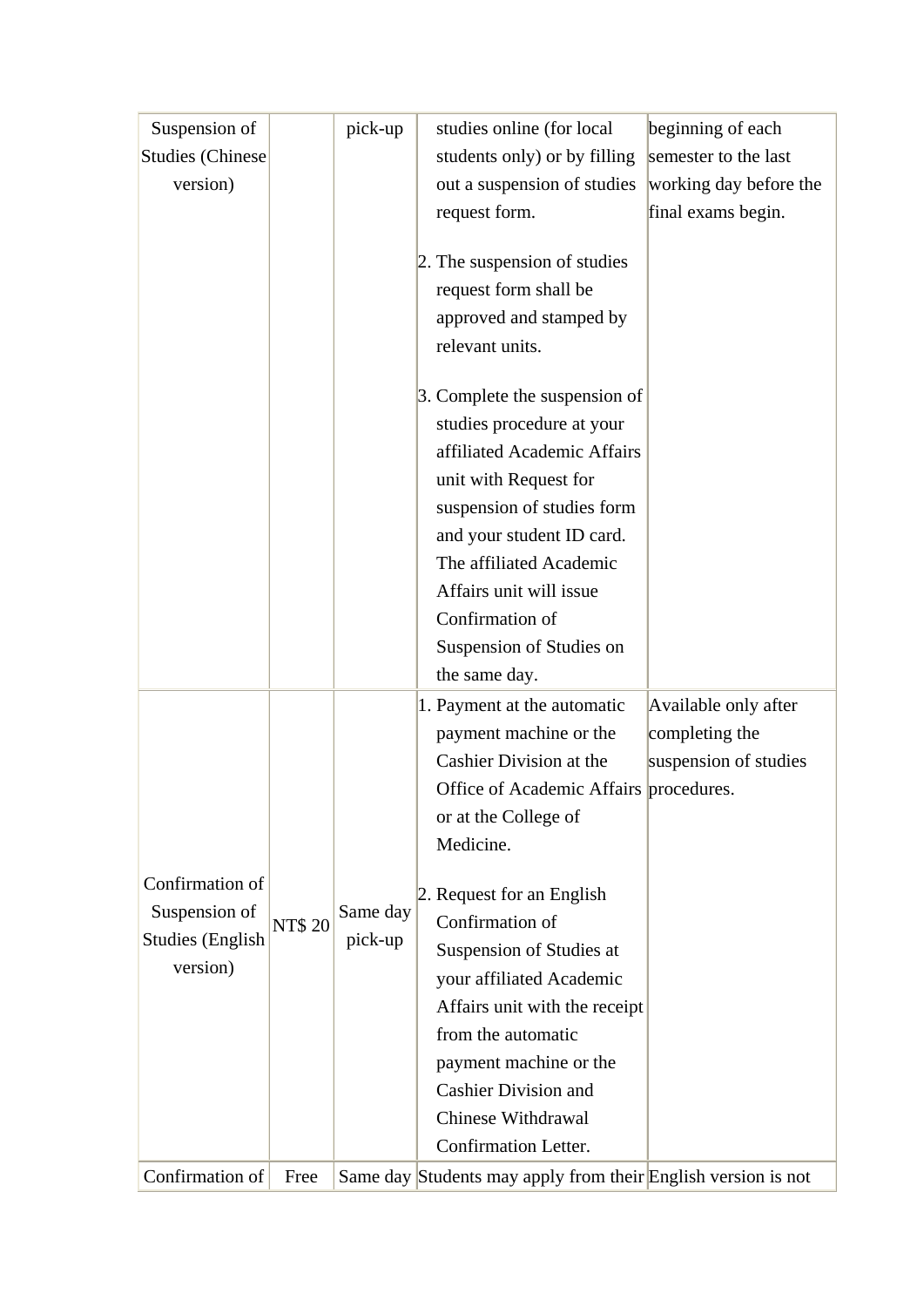| Suspension of Studies (Chinese version) | | pick-up | studies online (for local students only) or by filling out a suspension of studies request form.<br><br>2. The suspension of studies request form shall be approved and stamped by relevant units.<br><br>3. Complete the suspension of studies procedure at your affiliated Academic Affairs unit with Request for suspension of studies form and your student ID card. The affiliated Academic Affairs unit will issue Confirmation of Suspension of Studies on the same day. | beginning of each semester to the last working day before the final exams begin. |
|---|---|---|---|---|
| Confirmation of Suspension of Studies (English version) | NT$ 20 | Same day pick-up | 1. Payment at the automatic payment machine or the Cashier Division at the Office of Academic Affairs or at the College of Medicine.<br><br>2. Request for an English Confirmation of Suspension of Studies at your affiliated Academic Affairs unit with the receipt from the automatic payment machine or the Cashier Division and Chinese Withdrawal Confirmation Letter. | Available only after completing the suspension of studies procedures. |
| Confirmation of | Free | Same day | Students may apply from their | English version is not |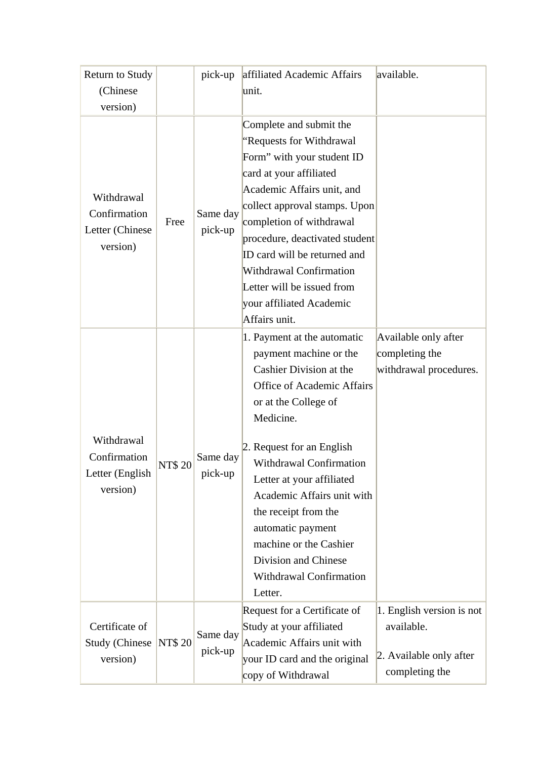| Return to Study (Chinese version) | | pick-up | affiliated Academic Affairs unit. | available. |
|---|---|---|---|---|
| Withdrawal Confirmation Letter (Chinese version) | Free | Same day pick-up | Complete and submit the “Requests for Withdrawal Form” with your student ID card at your affiliated Academic Affairs unit, and collect approval stamps. Upon completion of withdrawal procedure, deactivated student ID card will be returned and Withdrawal Confirmation Letter will be issued from your affiliated Academic Affairs unit. | |
| Withdrawal Confirmation Letter (English version) | NT$ 20 | Same day pick-up | 1. Payment at the automatic payment machine or the Cashier Division at the Office of Academic Affairs or at the College of Medicine.<br><br>2. Request for an English Withdrawal Confirmation Letter at your affiliated Academic Affairs unit with the receipt from the automatic payment machine or the Cashier Division and Chinese Withdrawal Confirmation Letter. | Available only after completing the withdrawal procedures. |
| Certificate of Study (Chinese version) | NT$ 20 | Same day pick-up | Request for a Certificate of Study at your affiliated Academic Affairs unit with your ID card and the original copy of Withdrawal | 1. English version is not available.<br><br>2. Available only after completing the |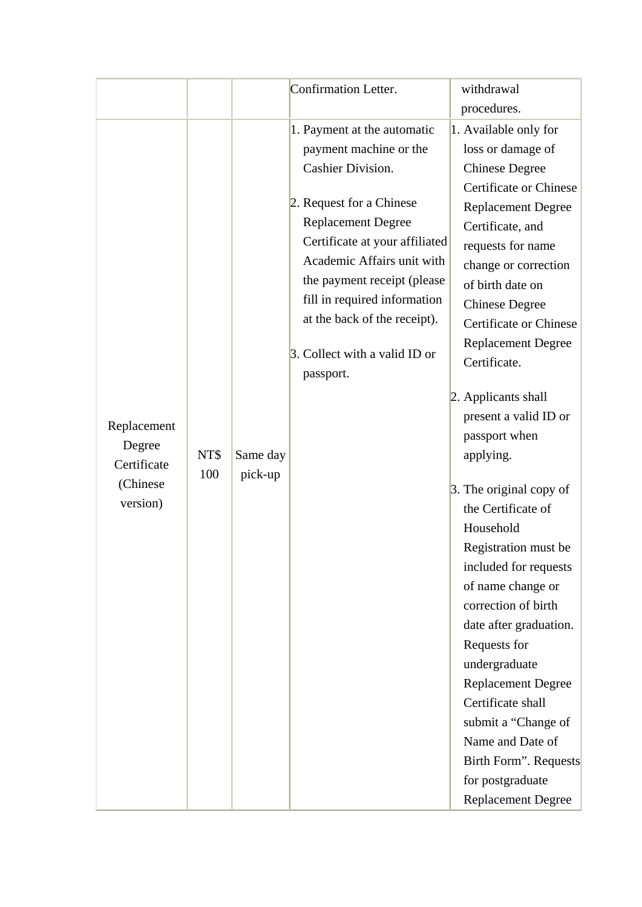| | | | Confirmation Letter. | withdrawal procedures. |
|---|---|---|---|---|
| Replacement Degree Certificate (Chinese version) | NT$ 100 | Same day pick-up | 1. Payment at the automatic payment machine or the Cashier Division.<br><br>2. Request for a Chinese Replacement Degree Certificate at your affiliated Academic Affairs unit with the payment receipt (please fill in required information at the back of the receipt).<br><br>3. Collect with a valid ID or passport. | 1. Available only for loss or damage of Chinese Degree Certificate or Chinese Replacement Degree Certificate, and requests for name change or correction of birth date on Chinese Degree Certificate or Chinese Replacement Degree Certificate.<br><br>2. Applicants shall present a valid ID or passport when applying.<br><br>3. The original copy of the Certificate of Household Registration must be included for requests of name change or correction of birth date after graduation. Requests for undergraduate Replacement Degree Certificate shall submit a "Change of Name and Date of Birth Form". Requests for postgraduate Replacement Degree |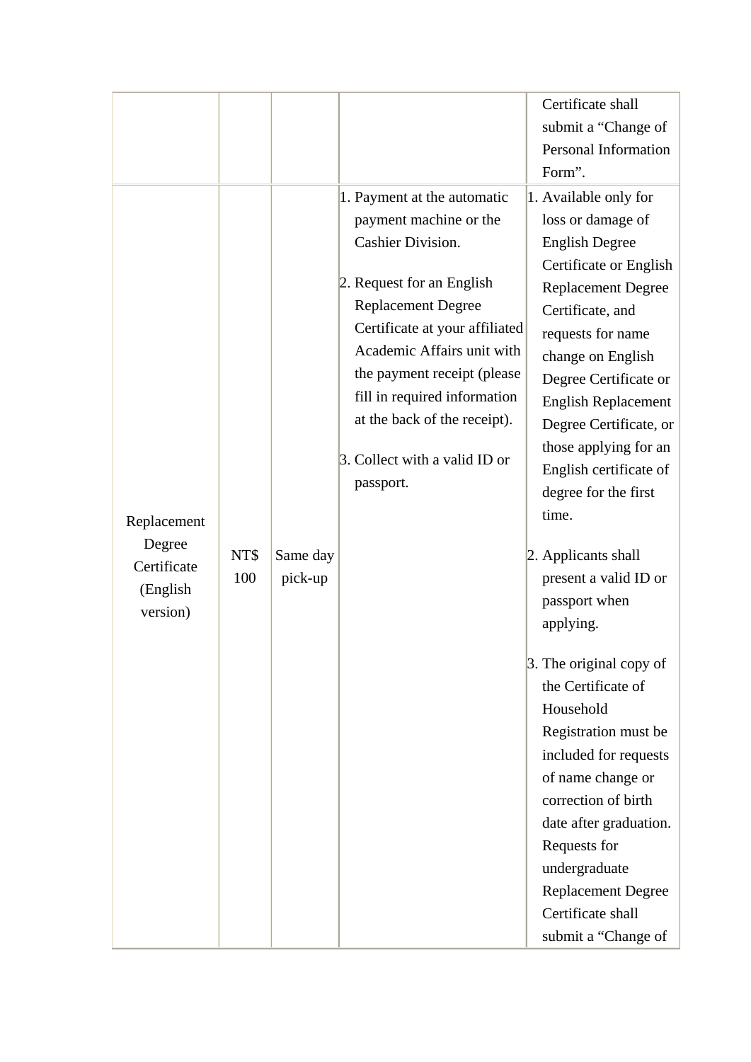| | | | | |
|---|---|---|---|---|
| | | | | Certificate shall submit a “Change of Personal Information Form”. |
| Replacement Degree Certificate (English version) | NT$ 100 | Same day pick-up | 1. Payment at the automatic payment machine or the Cashier Division.<br><br>2. Request for an English Replacement Degree Certificate at your affiliated Academic Affairs unit with the payment receipt (please fill in required information at the back of the receipt).<br><br>3. Collect with a valid ID or passport. | 1. Available only for loss or damage of English Degree Certificate or English Replacement Degree Certificate, and requests for name change on English Degree Certificate or English Replacement Degree Certificate, or those applying for an English certificate of degree for the first time.<br><br>2. Applicants shall present a valid ID or passport when applying.<br><br>3. The original copy of the Certificate of Household Registration must be included for requests of name change or correction of birth date after graduation. Requests for undergraduate Replacement Degree Certificate shall submit a “Change of |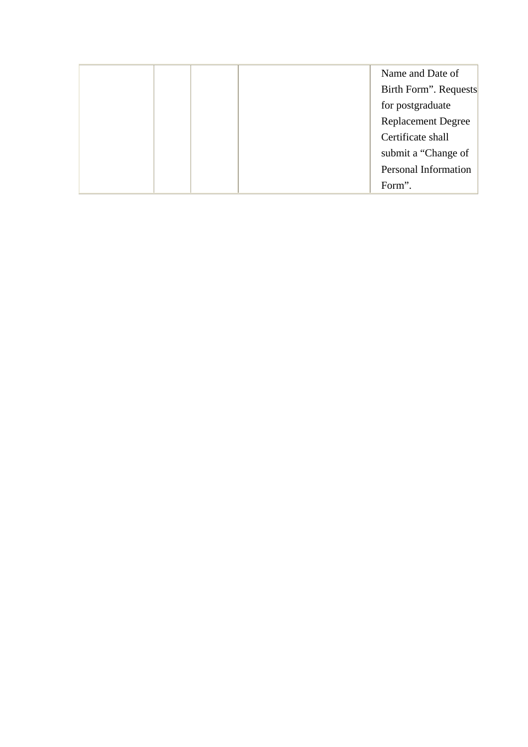| | | | | |
|---|---|---|---|---|
| | | | | Name and Date of Birth Form”. Requests for postgraduate Replacement Degree Certificate shall submit a “Change of Personal Information Form”. |